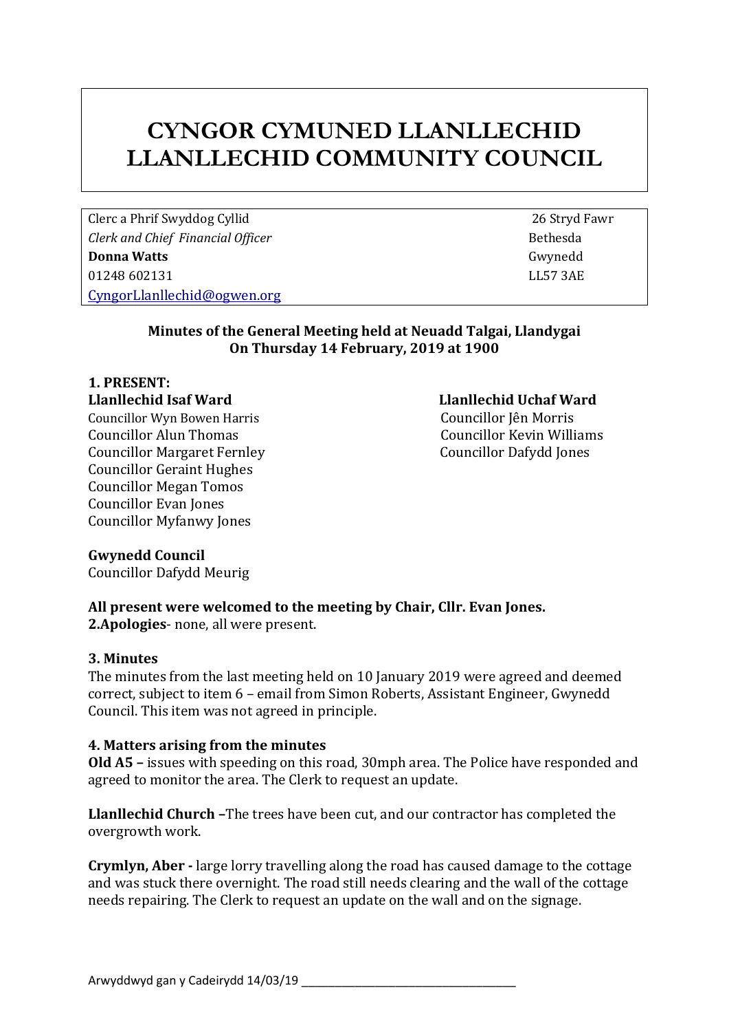# CYNGOR CYMUNED LLANLLECHID
# LLANLLECHID COMMUNITY COUNCIL

| | |
|---|---|
| Clerc a Phrif Swyddog Cyllid | 26 Stryd Fawr |
| *Clerk and Chief Financial Officer* | Bethesda |
| **Donna Watts** | Gwynedd |
| 01248 602131 | LL57 3AE |
| CyngorLlanllechid@ogwen.org | |

**Minutes of the General Meeting held at Neuadd Talgai, Llandygai**
**On Thursday 14 February, 2019 at 1900**

## 1. PRESENT:

**Llanllechid Isaf Ward**

Councillor Wyn Bowen Harris
Councillor Alun Thomas
Councillor Margaret Fernley
Councillor Geraint Hughes
Councillor Megan Tomos
Councillor Evan Jones
Councillor Myfanwy Jones

**Llanllechid Uchaf Ward**

Councillor Jên Morris
Councillor Kevin Williams
Councillor Dafydd Jones

**Gwynedd Council**

Councillor Dafydd Meurig

**All present were welcomed to the meeting by Chair, Cllr. Evan Jones.**

**2.Apologies**- none, all were present.

## 3. Minutes

The minutes from the last meeting held on 10 January 2019 were agreed and deemed correct, subject to item 6 – email from Simon Roberts, Assistant Engineer, Gwynedd Council. This item was not agreed in principle.

## 4. Matters arising from the minutes

**Old A5 –** issues with speeding on this road, 30mph area. The Police have responded and agreed to monitor the area. The Clerk to request an update.

**Llanllechid Church –**The trees have been cut, and our contractor has completed the overgrowth work.

**Crymlyn, Aber -** large lorry travelling along the road has caused damage to the cottage and was stuck there overnight. The road still needs clearing and the wall of the cottage needs repairing. The Clerk to request an update on the wall and on the signage.

Arwyddwyd gan y Cadeirydd 14/03/19 ___________________________________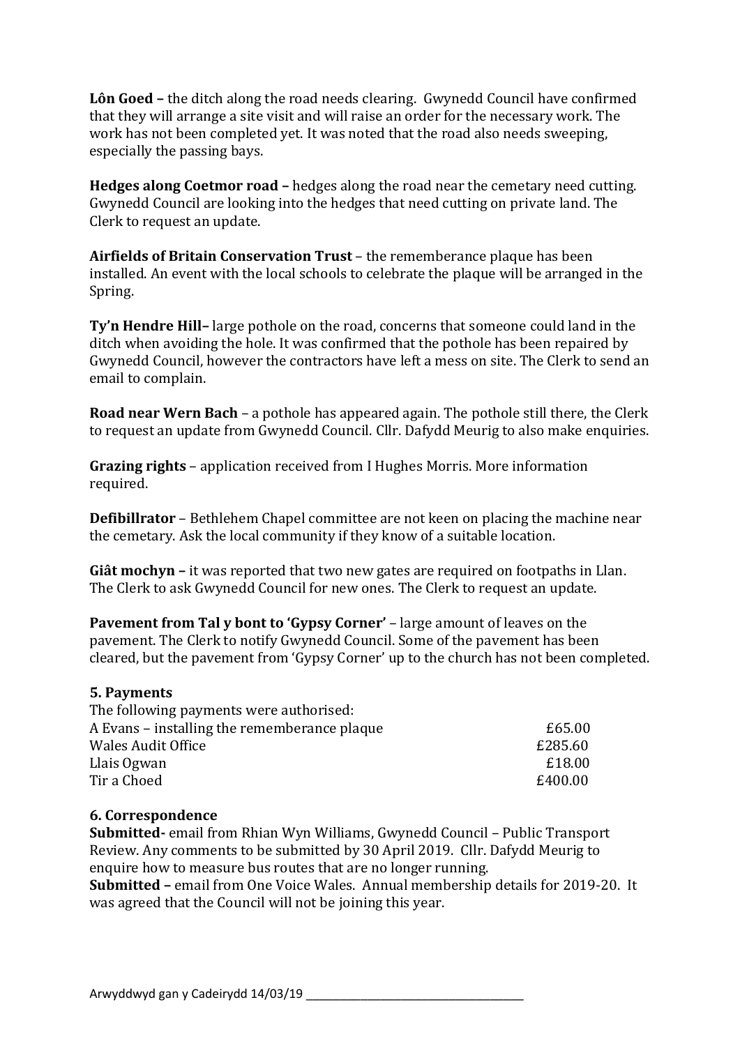**Lôn Goed –** the ditch along the road needs clearing. Gwynedd Council have confirmed that they will arrange a site visit and will raise an order for the necessary work. The work has not been completed yet. It was noted that the road also needs sweeping, especially the passing bays.

**Hedges along Coetmor road –** hedges along the road near the cemetary need cutting. Gwynedd Council are looking into the hedges that need cutting on private land. The Clerk to request an update.

**Airfields of Britain Conservation Trust** – the rememberance plaque has been installed. An event with the local schools to celebrate the plaque will be arranged in the Spring.

**Ty'n Hendre Hill–** large pothole on the road, concerns that someone could land in the ditch when avoiding the hole. It was confirmed that the pothole has been repaired by Gwynedd Council, however the contractors have left a mess on site. The Clerk to send an email to complain.

**Road near Wern Bach** – a pothole has appeared again. The pothole still there, the Clerk to request an update from Gwynedd Council. Cllr. Dafydd Meurig to also make enquiries.

**Grazing rights** – application received from I Hughes Morris. More information required.

**Defibillrator** – Bethlehem Chapel committee are not keen on placing the machine near the cemetary. Ask the local community if they know of a suitable location.

**Giât mochyn –** it was reported that two new gates are required on footpaths in Llan. The Clerk to ask Gwynedd Council for new ones. The Clerk to request an update.

**Pavement from Tal y bont to 'Gypsy Corner'** – large amount of leaves on the pavement. The Clerk to notify Gwynedd Council. Some of the pavement has been cleared, but the pavement from 'Gypsy Corner' up to the church has not been completed.

## 5. Payments

The following payments were authorised:

| | |
|---|---|
| A Evans – installing the rememberance plaque | £65.00 |
| Wales Audit Office | £285.60 |
| Llais Ogwan | £18.00 |
| Tir a Choed | £400.00 |

## 6. Correspondence

**Submitted-** email from Rhian Wyn Williams, Gwynedd Council – Public Transport Review. Any comments to be submitted by 30 April 2019. Cllr. Dafydd Meurig to enquire how to measure bus routes that are no longer running.

**Submitted –** email from One Voice Wales. Annual membership details for 2019-20. It was agreed that the Council will not be joining this year.

Arwyddwyd gan y Cadeirydd 14/03/19 ____________________________________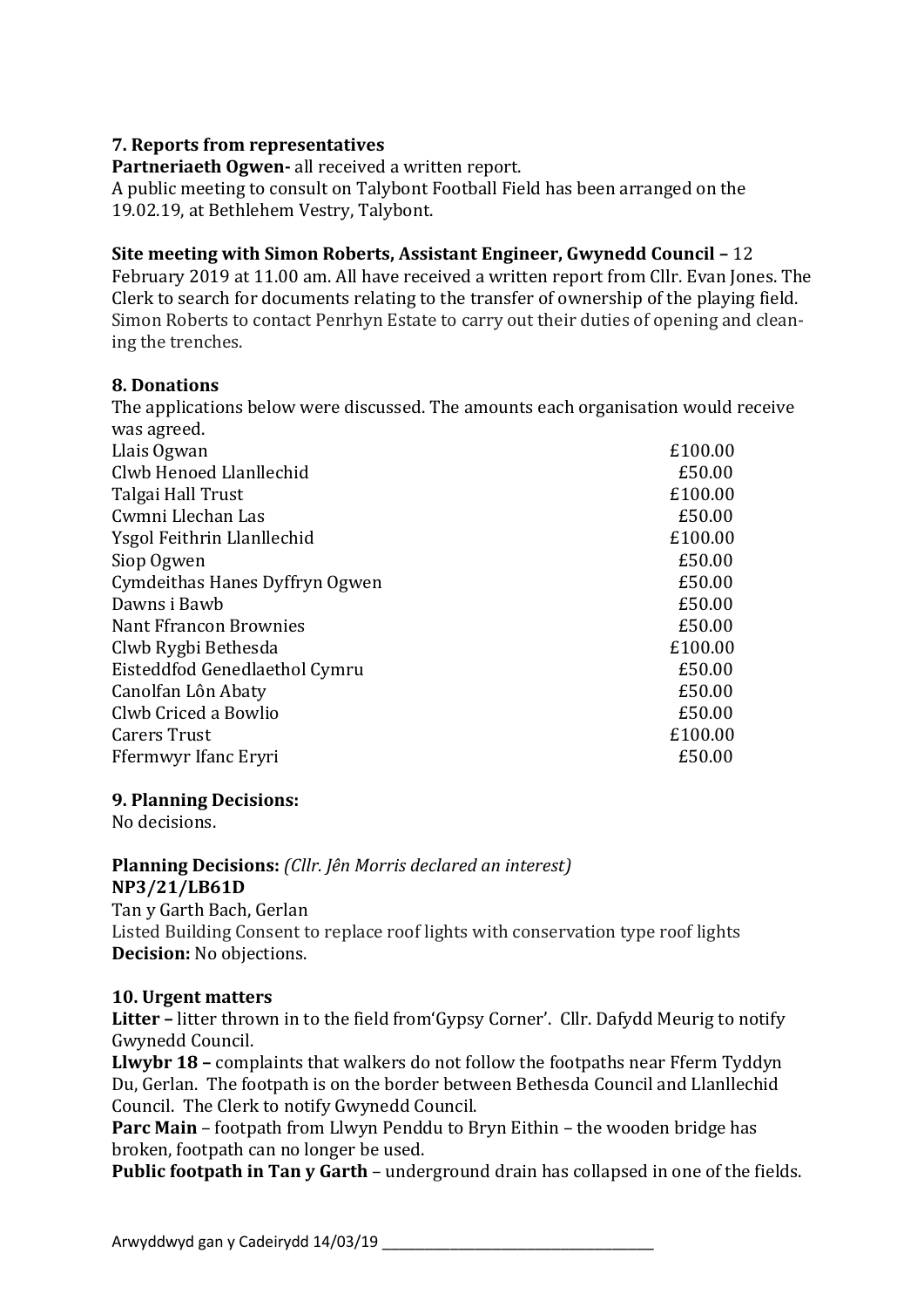### 7. Reports from representatives

**Partneriaeth Ogwen-** all received a written report.

A public meeting to consult on Talybont Football Field has been arranged on the 19.02.19, at Bethlehem Vestry, Talybont.

**Site meeting with Simon Roberts, Assistant Engineer, Gwynedd Council –** 12 February 2019 at 11.00 am. All have received a written report from Cllr. Evan Jones. The Clerk to search for documents relating to the transfer of ownership of the playing field. Simon Roberts to contact Penrhyn Estate to carry out their duties of opening and cleaning the trenches.

### 8. Donations

The applications below were discussed. The amounts each organisation would receive was agreed.

| | |
|---|---|
| Llais Ogwan | £100.00 |
| Clwb Henoed Llanllechid | £50.00 |
| Talgai Hall Trust | £100.00 |
| Cwmni Llechan Las | £50.00 |
| Ysgol Feithrin Llanllechid | £100.00 |
| Siop Ogwen | £50.00 |
| Cymdeithas Hanes Dyffryn Ogwen | £50.00 |
| Dawns i Bawb | £50.00 |
| Nant Ffrancon Brownies | £50.00 |
| Clwb Rygbi Bethesda | £100.00 |
| Eisteddfod Genedlaethol Cymru | £50.00 |
| Canolfan Lôn Abaty | £50.00 |
| Clwb Criced a Bowlio | £50.00 |
| Carers Trust | £100.00 |
| Ffermwyr Ifanc Eryri | £50.00 |

### 9. Planning Decisions:

No decisions.

**Planning Decisions:** *(Cllr. Jên Morris declared an interest)*
**NP3/21/LB61D**
Tan y Garth Bach, Gerlan
Listed Building Consent to replace roof lights with conservation type roof lights
**Decision:** No objections.

### 10. Urgent matters

**Litter –** litter thrown in to the field from'Gypsy Corner'. Cllr. Dafydd Meurig to notify Gwynedd Council.

**Llwybr 18 –** complaints that walkers do not follow the footpaths near Fferm Tyddyn Du, Gerlan. The footpath is on the border between Bethesda Council and Llanllechid Council. The Clerk to notify Gwynedd Council.

**Parc Main** – footpath from Llwyn Penddu to Bryn Eithin – the wooden bridge has broken, footpath can no longer be used.

**Public footpath in Tan y Garth** – underground drain has collapsed in one of the fields.

Arwyddwyd gan y Cadeirydd 14/03/19 ___________________________________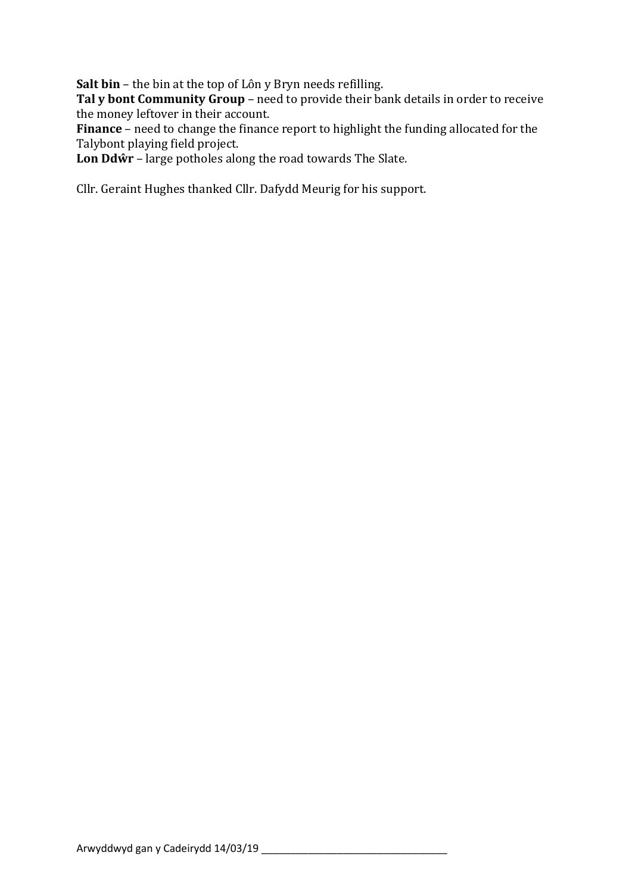**Salt bin** – the bin at the top of Lôn y Bryn needs refilling.
**Tal y bont Community Group** – need to provide their bank details in order to receive the money leftover in their account.
**Finance** – need to change the finance report to highlight the funding allocated for the Talybont playing field project.
**Lon Ddŵr** – large potholes along the road towards The Slate.

Cllr. Geraint Hughes thanked Cllr. Dafydd Meurig for his support.

Arwyddwyd gan y Cadeirydd 14/03/19 ________________________________